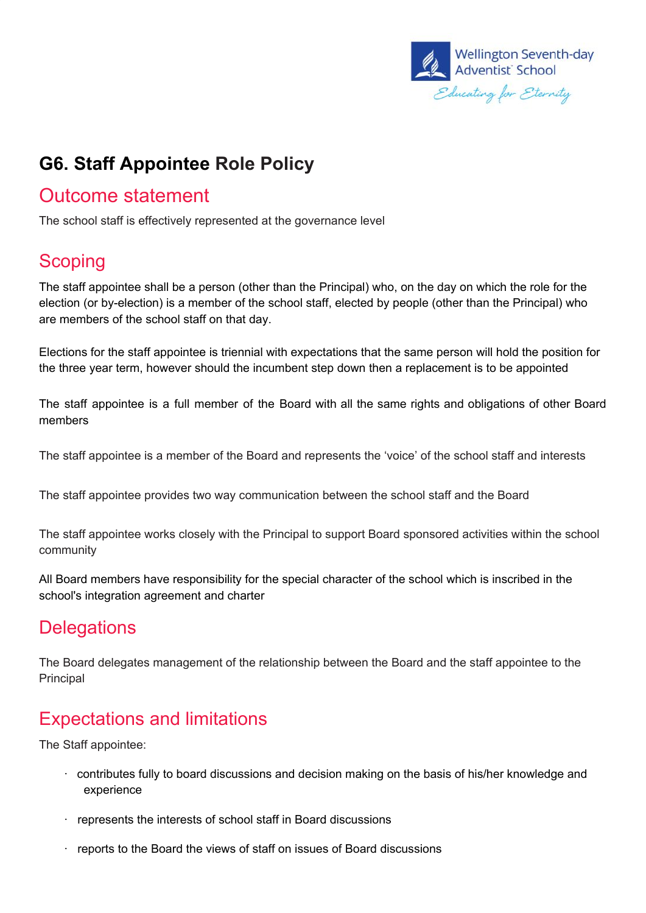Wellington Seventh-day Adventist School

*Educating for Eternity*

# G6. Staff Appointee Role Policy

## Outcome statement

The school staff is effectively represented at the governance level

## Scoping

The staff appointee shall be a person (other than the Principal) who, on the day on which the role for the election (or by-election) is a member of the school staff, elected by people (other than the Principal) who are members of the school staff on that day.

Elections for the staff appointee is triennial with expectations that the same person will hold the position for the three year term, however should the incumbent step down then a replacement is to be appointed

The staff appointee is a full member of the Board with all the same rights and obligations of other Board members

The staff appointee is a member of the Board and represents the 'voice' of the school staff and interests

The staff appointee provides two way communication between the school staff and the Board

The staff appointee works closely with the Principal to support Board sponsored activities within the school community

All Board members have responsibility for the special character of the school which is inscribed in the school's integration agreement and charter

## Delegations

The Board delegates management of the relationship between the Board and the staff appointee to the Principal

## Expectations and limitations

The Staff appointee:

- contributes fully to board discussions and decision making on the basis of his/her knowledge and experience
- represents the interests of school staff in Board discussions
- reports to the Board the views of staff on issues of Board discussions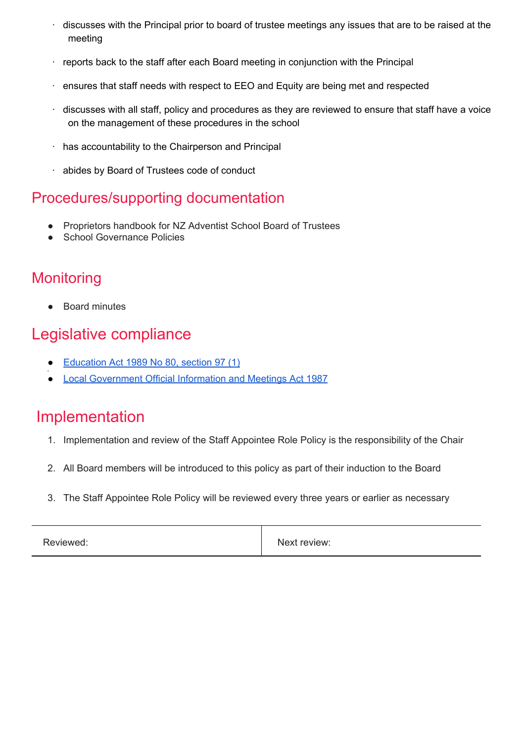- discusses with the Principal prior to board of trustee meetings any issues that are to be raised at the meeting
- reports back to the staff after each Board meeting in conjunction with the Principal
- ensures that staff needs with respect to EEO and Equity are being met and respected
- discusses with all staff, policy and procedures as they are reviewed to ensure that staff have a voice on the management of these procedures in the school
- has accountability to the Chairperson and Principal
- abides by Board of Trustees code of conduct

## Procedures/supporting documentation

- Proprietors handbook for NZ Adventist School Board of Trustees
- School Governance Policies

## Monitoring

- Board minutes

## Legislative compliance

- Education Act 1989 No 80, section 97 (1)
- Local Government Official Information and Meetings Act 1987

## Implementation

1. Implementation and review of the Staff Appointee Role Policy is the responsibility of the Chair
2. All Board members will be introduced to this policy as part of their induction to the Board
3. The Staff Appointee Role Policy will be reviewed every three years or earlier as necessary

| | |
|---|---|
| Reviewed: | Next review: |